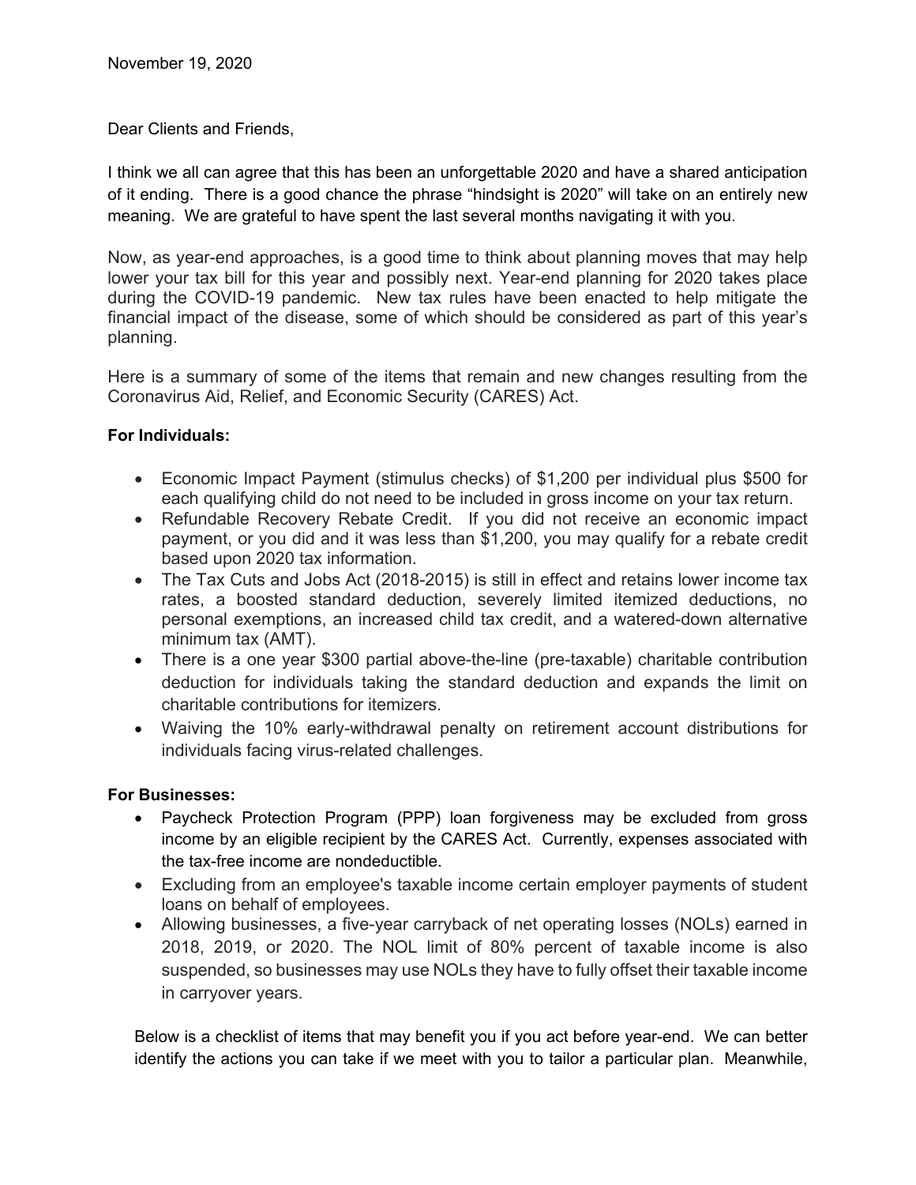November 19, 2020

Dear Clients and Friends,

I think we all can agree that this has been an unforgettable 2020 and have a shared anticipation of it ending. There is a good chance the phrase "hindsight is 2020" will take on an entirely new meaning. We are grateful to have spent the last several months navigating it with you.

Now, as year-end approaches, is a good time to think about planning moves that may help lower your tax bill for this year and possibly next. Year-end planning for 2020 takes place during the COVID-19 pandemic. New tax rules have been enacted to help mitigate the financial impact of the disease, some of which should be considered as part of this year's planning.

Here is a summary of some of the items that remain and new changes resulting from the Coronavirus Aid, Relief, and Economic Security (CARES) Act.

**For Individuals:**

- Economic Impact Payment (stimulus checks) of $1,200 per individual plus $500 for each qualifying child do not need to be included in gross income on your tax return.
- Refundable Recovery Rebate Credit. If you did not receive an economic impact payment, or you did and it was less than $1,200, you may qualify for a rebate credit based upon 2020 tax information.
- The Tax Cuts and Jobs Act (2018-2015) is still in effect and retains lower income tax rates, a boosted standard deduction, severely limited itemized deductions, no personal exemptions, an increased child tax credit, and a watered-down alternative minimum tax (AMT).
- There is a one year $300 partial above-the-line (pre-taxable) charitable contribution deduction for individuals taking the standard deduction and expands the limit on charitable contributions for itemizers.
- Waiving the 10% early-withdrawal penalty on retirement account distributions for individuals facing virus-related challenges.

**For Businesses:**

- Paycheck Protection Program (PPP) loan forgiveness may be excluded from gross income by an eligible recipient by the CARES Act. Currently, expenses associated with the tax-free income are nondeductible.
- Excluding from an employee's taxable income certain employer payments of student loans on behalf of employees.
- Allowing businesses, a five-year carryback of net operating losses (NOLs) earned in 2018, 2019, or 2020. The NOL limit of 80% percent of taxable income is also suspended, so businesses may use NOLs they have to fully offset their taxable income in carryover years.

Below is a checklist of items that may benefit you if you act before year-end. We can better identify the actions you can take if we meet with you to tailor a particular plan. Meanwhile,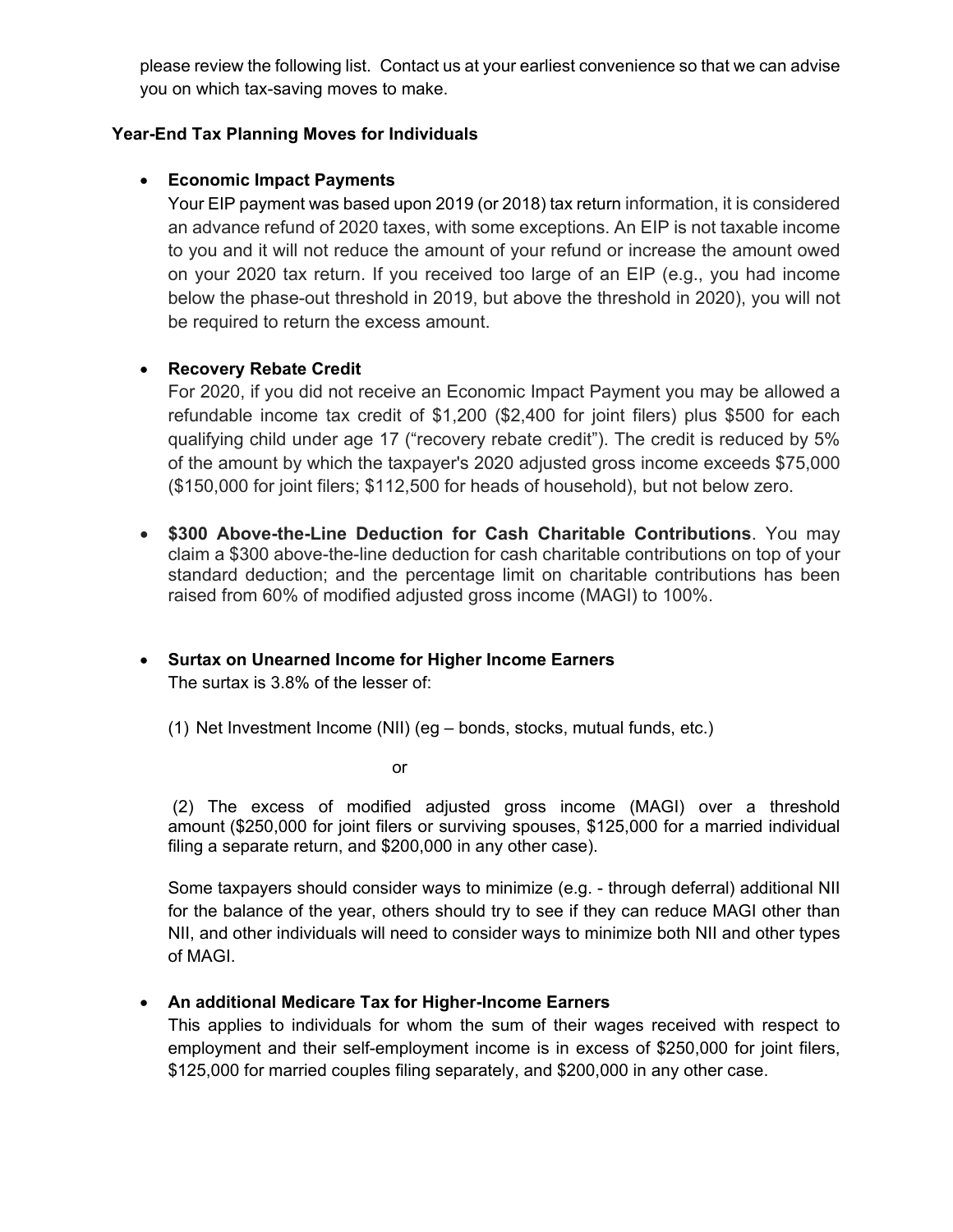please review the following list. Contact us at your earliest convenience so that we can advise you on which tax-saving moves to make.

**Year-End Tax Planning Moves for Individuals**

- **Economic Impact Payments**
  Your EIP payment was based upon 2019 (or 2018) tax return information, it is considered an advance refund of 2020 taxes, with some exceptions. An EIP is not taxable income to you and it will not reduce the amount of your refund or increase the amount owed on your 2020 tax return. If you received too large of an EIP (e.g., you had income below the phase-out threshold in 2019, but above the threshold in 2020), you will not be required to return the excess amount.

- **Recovery Rebate Credit**
  For 2020, if you did not receive an Economic Impact Payment you may be allowed a refundable income tax credit of $1,200 ($2,400 for joint filers) plus $500 for each qualifying child under age 17 ("recovery rebate credit"). The credit is reduced by 5% of the amount by which the taxpayer's 2020 adjusted gross income exceeds $75,000 ($150,000 for joint filers; $112,500 for heads of household), but not below zero.

- **$300 Above-the-Line Deduction for Cash Charitable Contributions**. You may claim a $300 above-the-line deduction for cash charitable contributions on top of your standard deduction; and the percentage limit on charitable contributions has been raised from 60% of modified adjusted gross income (MAGI) to 100%.

- **Surtax on Unearned Income for Higher Income Earners**
  The surtax is 3.8% of the lesser of:

  (1) Net Investment Income (NII) (eg – bonds, stocks, mutual funds, etc.)

  or

  (2) The excess of modified adjusted gross income (MAGI) over a threshold amount ($250,000 for joint filers or surviving spouses, $125,000 for a married individual filing a separate return, and $200,000 in any other case).

  Some taxpayers should consider ways to minimize (e.g. - through deferral) additional NII for the balance of the year, others should try to see if they can reduce MAGI other than NII, and other individuals will need to consider ways to minimize both NII and other types of MAGI.

- **An additional Medicare Tax for Higher-Income Earners**
  This applies to individuals for whom the sum of their wages received with respect to employment and their self-employment income is in excess of $250,000 for joint filers, $125,000 for married couples filing separately, and $200,000 in any other case.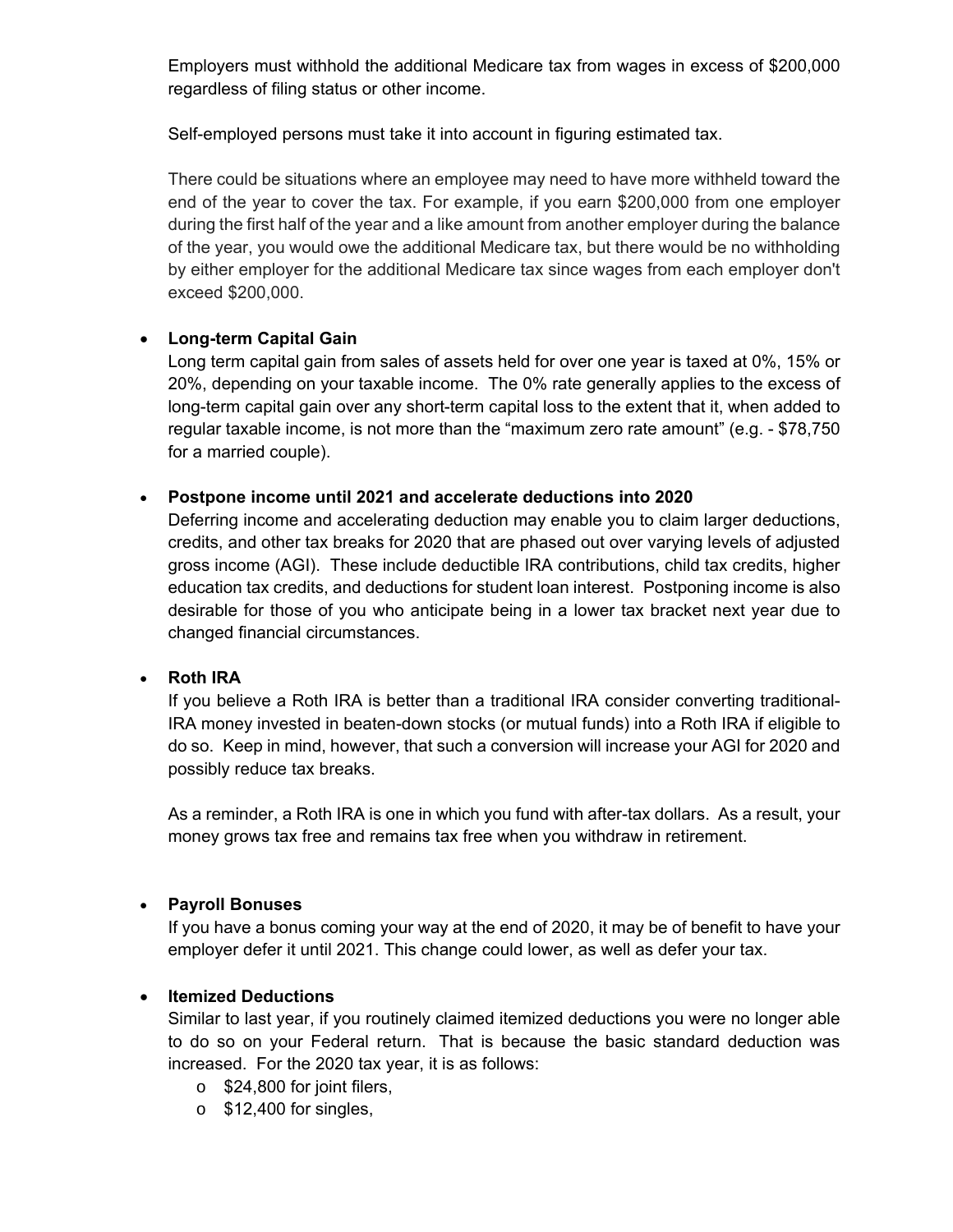Employers must withhold the additional Medicare tax from wages in excess of $200,000 regardless of filing status or other income.

Self-employed persons must take it into account in figuring estimated tax.

There could be situations where an employee may need to have more withheld toward the end of the year to cover the tax. For example, if you earn $200,000 from one employer during the first half of the year and a like amount from another employer during the balance of the year, you would owe the additional Medicare tax, but there would be no withholding by either employer for the additional Medicare tax since wages from each employer don't exceed $200,000.

- **Long-term Capital Gain**
  Long term capital gain from sales of assets held for over one year is taxed at 0%, 15% or 20%, depending on your taxable income. The 0% rate generally applies to the excess of long-term capital gain over any short-term capital loss to the extent that it, when added to regular taxable income, is not more than the "maximum zero rate amount" (e.g. - $78,750 for a married couple).

- **Postpone income until 2021 and accelerate deductions into 2020**
  Deferring income and accelerating deduction may enable you to claim larger deductions, credits, and other tax breaks for 2020 that are phased out over varying levels of adjusted gross income (AGI). These include deductible IRA contributions, child tax credits, higher education tax credits, and deductions for student loan interest. Postponing income is also desirable for those of you who anticipate being in a lower tax bracket next year due to changed financial circumstances.

- **Roth IRA**
  If you believe a Roth IRA is better than a traditional IRA consider converting traditional-IRA money invested in beaten-down stocks (or mutual funds) into a Roth IRA if eligible to do so. Keep in mind, however, that such a conversion will increase your AGI for 2020 and possibly reduce tax breaks.

  As a reminder, a Roth IRA is one in which you fund with after-tax dollars. As a result, your money grows tax free and remains tax free when you withdraw in retirement.

- **Payroll Bonuses**
  If you have a bonus coming your way at the end of 2020, it may be of benefit to have your employer defer it until 2021. This change could lower, as well as defer your tax.

- **Itemized Deductions**
  Similar to last year, if you routinely claimed itemized deductions you were no longer able to do so on your Federal return. That is because the basic standard deduction was increased. For the 2020 tax year, it is as follows:
  - $24,800 for joint filers,
  - $12,400 for singles,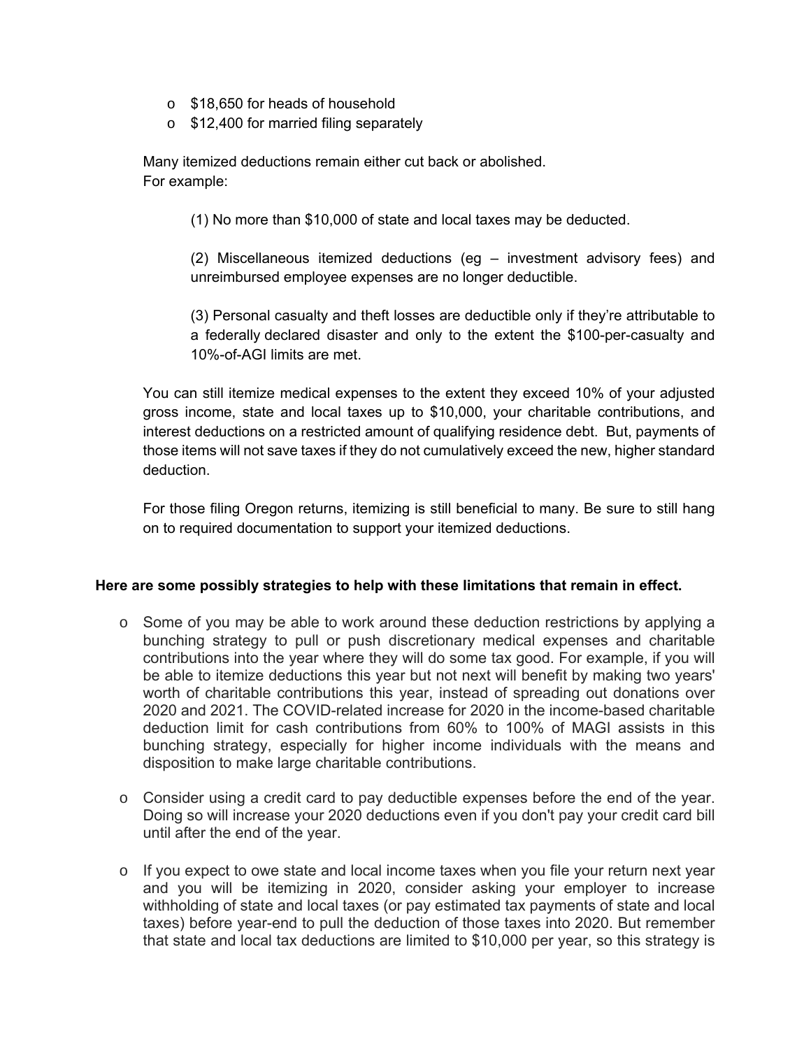- $18,650 for heads of household
- $12,400 for married filing separately

Many itemized deductions remain either cut back or abolished.
For example:

(1) No more than $10,000 of state and local taxes may be deducted.

(2) Miscellaneous itemized deductions (eg – investment advisory fees) and unreimbursed employee expenses are no longer deductible.

(3) Personal casualty and theft losses are deductible only if they're attributable to a federally declared disaster and only to the extent the $100-per-casualty and 10%-of-AGI limits are met.

You can still itemize medical expenses to the extent they exceed 10% of your adjusted gross income, state and local taxes up to $10,000, your charitable contributions, and interest deductions on a restricted amount of qualifying residence debt. But, payments of those items will not save taxes if they do not cumulatively exceed the new, higher standard deduction.

For those filing Oregon returns, itemizing is still beneficial to many. Be sure to still hang on to required documentation to support your itemized deductions.

**Here are some possibly strategies to help with these limitations that remain in effect.**

- Some of you may be able to work around these deduction restrictions by applying a bunching strategy to pull or push discretionary medical expenses and charitable contributions into the year where they will do some tax good. For example, if you will be able to itemize deductions this year but not next will benefit by making two years' worth of charitable contributions this year, instead of spreading out donations over 2020 and 2021. The COVID-related increase for 2020 in the income-based charitable deduction limit for cash contributions from 60% to 100% of MAGI assists in this bunching strategy, especially for higher income individuals with the means and disposition to make large charitable contributions.

- Consider using a credit card to pay deductible expenses before the end of the year. Doing so will increase your 2020 deductions even if you don't pay your credit card bill until after the end of the year.

- If you expect to owe state and local income taxes when you file your return next year and you will be itemizing in 2020, consider asking your employer to increase withholding of state and local taxes (or pay estimated tax payments of state and local taxes) before year-end to pull the deduction of those taxes into 2020. But remember that state and local tax deductions are limited to $10,000 per year, so this strategy is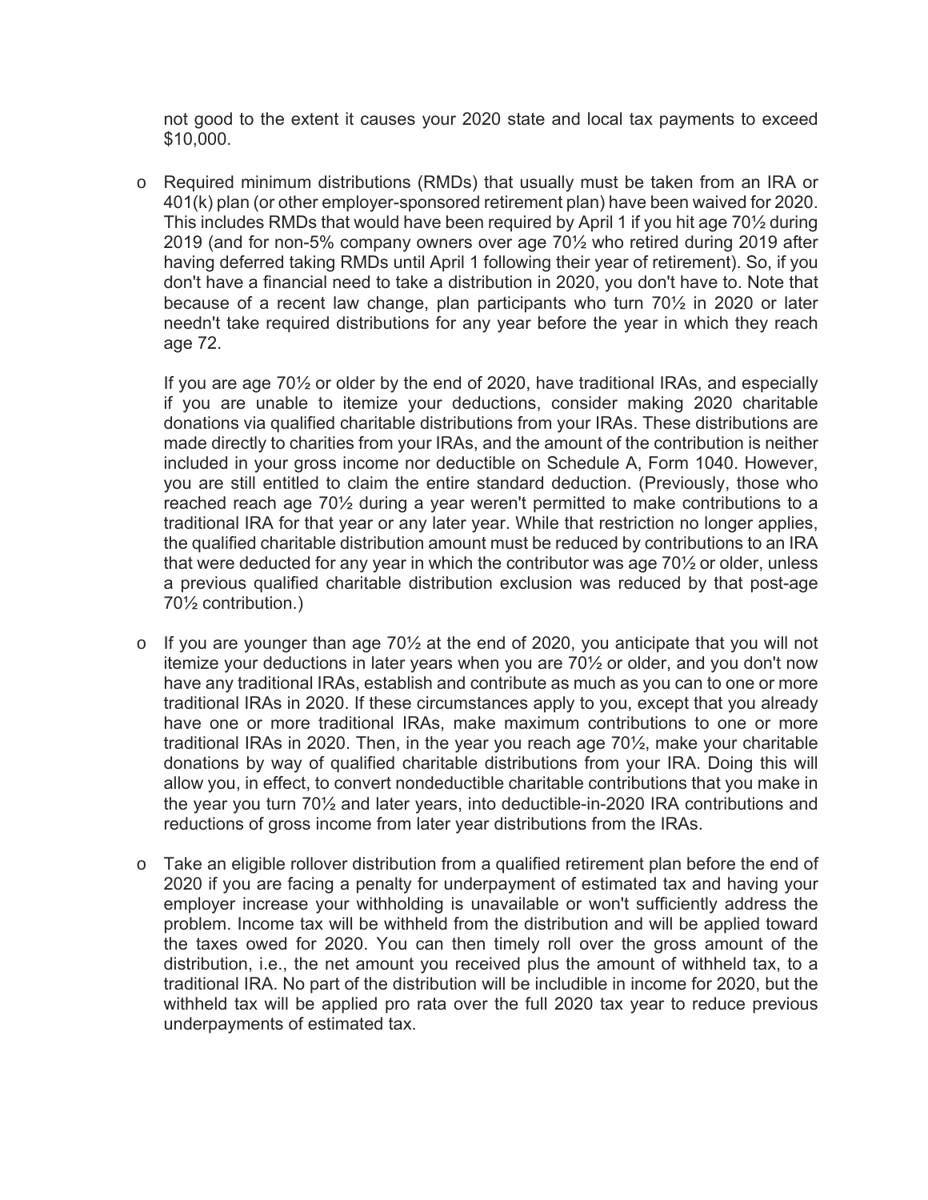not good to the extent it causes your 2020 state and local tax payments to exceed $10,000.

- Required minimum distributions (RMDs) that usually must be taken from an IRA or 401(k) plan (or other employer-sponsored retirement plan) have been waived for 2020. This includes RMDs that would have been required by April 1 if you hit age 70½ during 2019 (and for non-5% company owners over age 70½ who retired during 2019 after having deferred taking RMDs until April 1 following their year of retirement). So, if you don't have a financial need to take a distribution in 2020, you don't have to. Note that because of a recent law change, plan participants who turn 70½ in 2020 or later needn't take required distributions for any year before the year in which they reach age 72.

  If you are age 70½ or older by the end of 2020, have traditional IRAs, and especially if you are unable to itemize your deductions, consider making 2020 charitable donations via qualified charitable distributions from your IRAs. These distributions are made directly to charities from your IRAs, and the amount of the contribution is neither included in your gross income nor deductible on Schedule A, Form 1040. However, you are still entitled to claim the entire standard deduction. (Previously, those who reached reach age 70½ during a year weren't permitted to make contributions to a traditional IRA for that year or any later year. While that restriction no longer applies, the qualified charitable distribution amount must be reduced by contributions to an IRA that were deducted for any year in which the contributor was age 70½ or older, unless a previous qualified charitable distribution exclusion was reduced by that post-age 70½ contribution.)

- If you are younger than age 70½ at the end of 2020, you anticipate that you will not itemize your deductions in later years when you are 70½ or older, and you don't now have any traditional IRAs, establish and contribute as much as you can to one or more traditional IRAs in 2020. If these circumstances apply to you, except that you already have one or more traditional IRAs, make maximum contributions to one or more traditional IRAs in 2020. Then, in the year you reach age 70½, make your charitable donations by way of qualified charitable distributions from your IRA. Doing this will allow you, in effect, to convert nondeductible charitable contributions that you make in the year you turn 70½ and later years, into deductible-in-2020 IRA contributions and reductions of gross income from later year distributions from the IRAs.

- Take an eligible rollover distribution from a qualified retirement plan before the end of 2020 if you are facing a penalty for underpayment of estimated tax and having your employer increase your withholding is unavailable or won't sufficiently address the problem. Income tax will be withheld from the distribution and will be applied toward the taxes owed for 2020. You can then timely roll over the gross amount of the distribution, i.e., the net amount you received plus the amount of withheld tax, to a traditional IRA. No part of the distribution will be includible in income for 2020, but the withheld tax will be applied pro rata over the full 2020 tax year to reduce previous underpayments of estimated tax.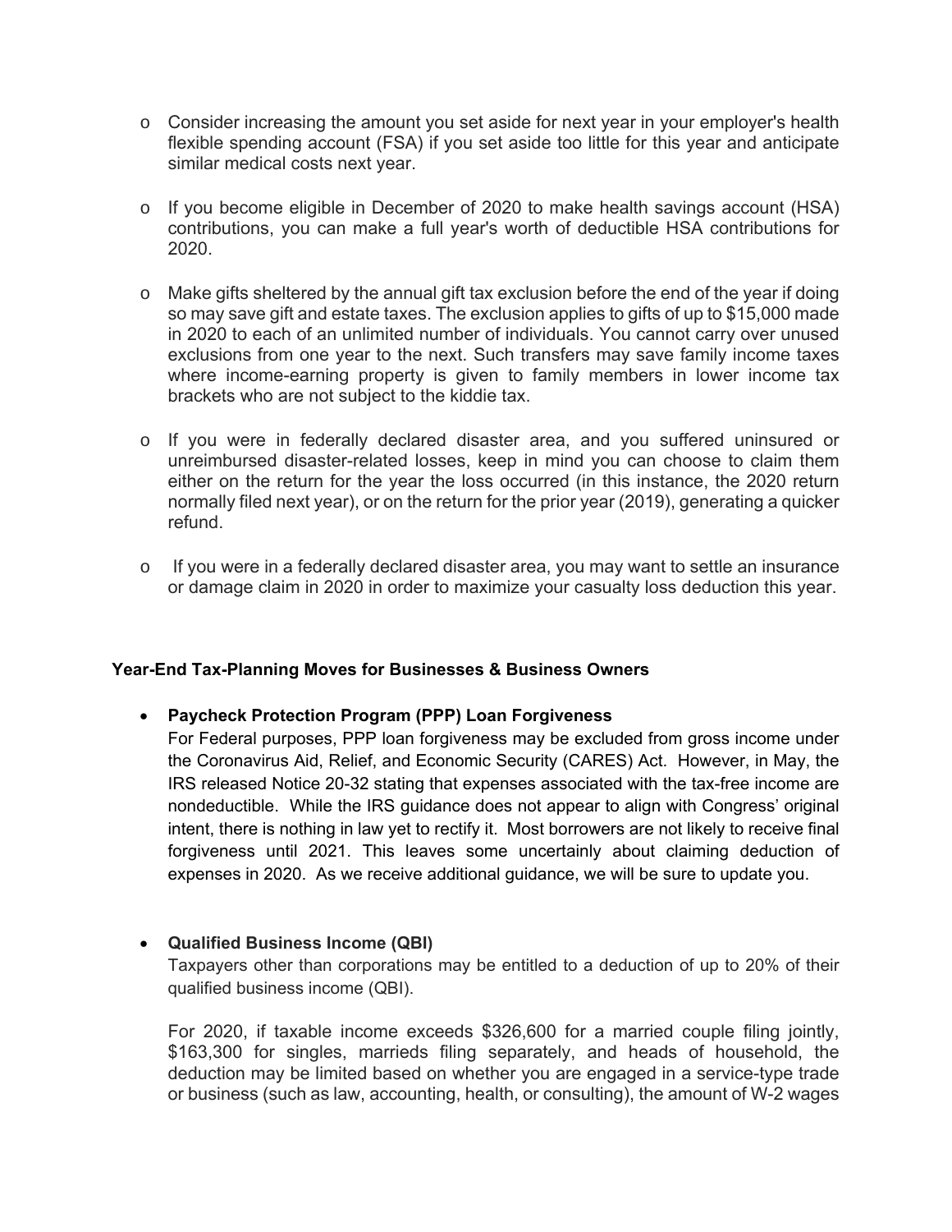- Consider increasing the amount you set aside for next year in your employer's health flexible spending account (FSA) if you set aside too little for this year and anticipate similar medical costs next year.

- If you become eligible in December of 2020 to make health savings account (HSA) contributions, you can make a full year's worth of deductible HSA contributions for 2020.

- Make gifts sheltered by the annual gift tax exclusion before the end of the year if doing so may save gift and estate taxes. The exclusion applies to gifts of up to $15,000 made in 2020 to each of an unlimited number of individuals. You cannot carry over unused exclusions from one year to the next. Such transfers may save family income taxes where income-earning property is given to family members in lower income tax brackets who are not subject to the kiddie tax.

- If you were in federally declared disaster area, and you suffered uninsured or unreimbursed disaster-related losses, keep in mind you can choose to claim them either on the return for the year the loss occurred (in this instance, the 2020 return normally filed next year), or on the return for the prior year (2019), generating a quicker refund.

- If you were in a federally declared disaster area, you may want to settle an insurance or damage claim in 2020 in order to maximize your casualty loss deduction this year.

**Year-End Tax-Planning Moves for Businesses & Business Owners**

- **Paycheck Protection Program (PPP) Loan Forgiveness**
  For Federal purposes, PPP loan forgiveness may be excluded from gross income under the Coronavirus Aid, Relief, and Economic Security (CARES) Act. However, in May, the IRS released Notice 20-32 stating that expenses associated with the tax-free income are nondeductible. While the IRS guidance does not appear to align with Congress' original intent, there is nothing in law yet to rectify it. Most borrowers are not likely to receive final forgiveness until 2021. This leaves some uncertainly about claiming deduction of expenses in 2020. As we receive additional guidance, we will be sure to update you.

- **Qualified Business Income (QBI)**
  Taxpayers other than corporations may be entitled to a deduction of up to 20% of their qualified business income (QBI).

  For 2020, if taxable income exceeds $326,600 for a married couple filing jointly, $163,300 for singles, marrieds filing separately, and heads of household, the deduction may be limited based on whether you are engaged in a service-type trade or business (such as law, accounting, health, or consulting), the amount of W-2 wages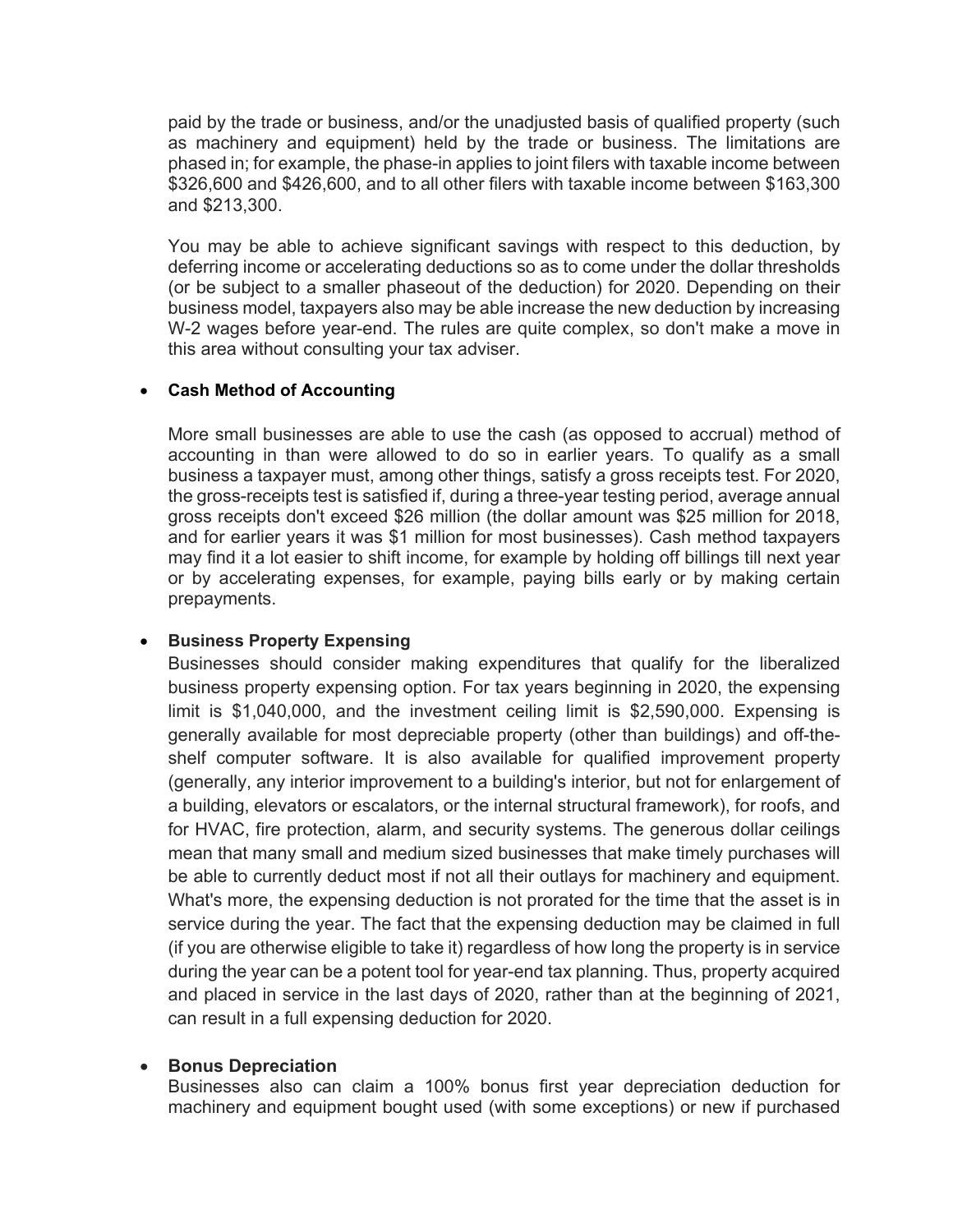paid by the trade or business, and/or the unadjusted basis of qualified property (such as machinery and equipment) held by the trade or business. The limitations are phased in; for example, the phase-in applies to joint filers with taxable income between $326,600 and $426,600, and to all other filers with taxable income between $163,300 and $213,300.

You may be able to achieve significant savings with respect to this deduction, by deferring income or accelerating deductions so as to come under the dollar thresholds (or be subject to a smaller phaseout of the deduction) for 2020. Depending on their business model, taxpayers also may be able increase the new deduction by increasing W-2 wages before year-end. The rules are quite complex, so don't make a move in this area without consulting your tax adviser.

- **Cash Method of Accounting**

  More small businesses are able to use the cash (as opposed to accrual) method of accounting in than were allowed to do so in earlier years. To qualify as a small business a taxpayer must, among other things, satisfy a gross receipts test. For 2020, the gross-receipts test is satisfied if, during a three-year testing period, average annual gross receipts don't exceed $26 million (the dollar amount was $25 million for 2018, and for earlier years it was $1 million for most businesses). Cash method taxpayers may find it a lot easier to shift income, for example by holding off billings till next year or by accelerating expenses, for example, paying bills early or by making certain prepayments.

- **Business Property Expensing**

  Businesses should consider making expenditures that qualify for the liberalized business property expensing option. For tax years beginning in 2020, the expensing limit is $1,040,000, and the investment ceiling limit is $2,590,000. Expensing is generally available for most depreciable property (other than buildings) and off-the-shelf computer software. It is also available for qualified improvement property (generally, any interior improvement to a building's interior, but not for enlargement of a building, elevators or escalators, or the internal structural framework), for roofs, and for HVAC, fire protection, alarm, and security systems. The generous dollar ceilings mean that many small and medium sized businesses that make timely purchases will be able to currently deduct most if not all their outlays for machinery and equipment. What's more, the expensing deduction is not prorated for the time that the asset is in service during the year. The fact that the expensing deduction may be claimed in full (if you are otherwise eligible to take it) regardless of how long the property is in service during the year can be a potent tool for year-end tax planning. Thus, property acquired and placed in service in the last days of 2020, rather than at the beginning of 2021, can result in a full expensing deduction for 2020.

- **Bonus Depreciation**

  Businesses also can claim a 100% bonus first year depreciation deduction for machinery and equipment bought used (with some exceptions) or new if purchased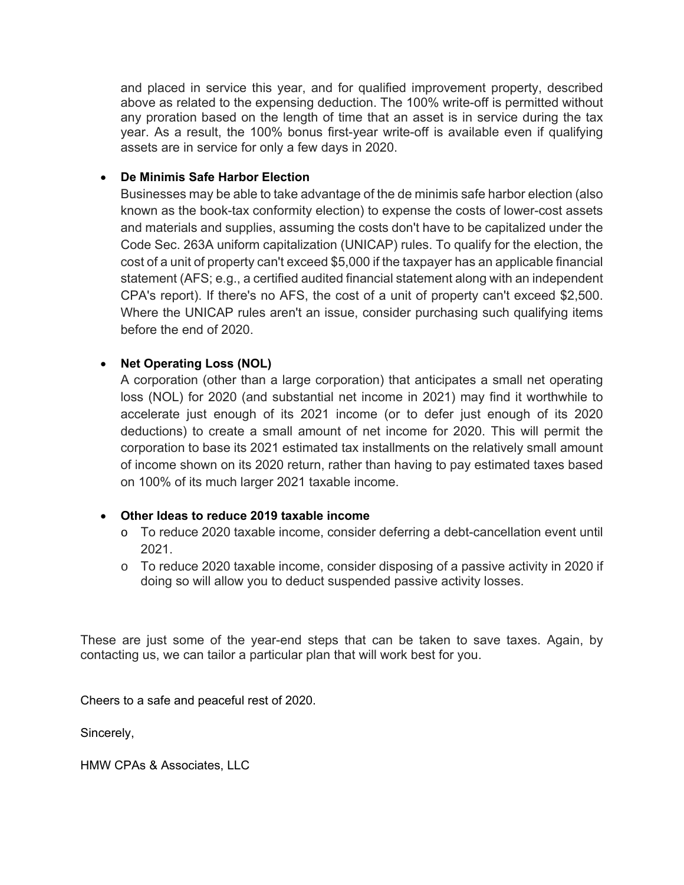and placed in service this year, and for qualified improvement property, described above as related to the expensing deduction. The 100% write-off is permitted without any proration based on the length of time that an asset is in service during the tax year. As a result, the 100% bonus first-year write-off is available even if qualifying assets are in service for only a few days in 2020.

- **De Minimis Safe Harbor Election**
  Businesses may be able to take advantage of the de minimis safe harbor election (also known as the book-tax conformity election) to expense the costs of lower-cost assets and materials and supplies, assuming the costs don't have to be capitalized under the Code Sec. 263A uniform capitalization (UNICAP) rules. To qualify for the election, the cost of a unit of property can't exceed $5,000 if the taxpayer has an applicable financial statement (AFS; e.g., a certified audited financial statement along with an independent CPA's report). If there's no AFS, the cost of a unit of property can't exceed $2,500. Where the UNICAP rules aren't an issue, consider purchasing such qualifying items before the end of 2020.

- **Net Operating Loss (NOL)**
  A corporation (other than a large corporation) that anticipates a small net operating loss (NOL) for 2020 (and substantial net income in 2021) may find it worthwhile to accelerate just enough of its 2021 income (or to defer just enough of its 2020 deductions) to create a small amount of net income for 2020. This will permit the corporation to base its 2021 estimated tax installments on the relatively small amount of income shown on its 2020 return, rather than having to pay estimated taxes based on 100% of its much larger 2021 taxable income.

- **Other Ideas to reduce 2019 taxable income**
  - To reduce 2020 taxable income, consider deferring a debt-cancellation event until 2021.
  - To reduce 2020 taxable income, consider disposing of a passive activity in 2020 if doing so will allow you to deduct suspended passive activity losses.

These are just some of the year-end steps that can be taken to save taxes. Again, by contacting us, we can tailor a particular plan that will work best for you.

Cheers to a safe and peaceful rest of 2020.

Sincerely,

HMW CPAs & Associates, LLC